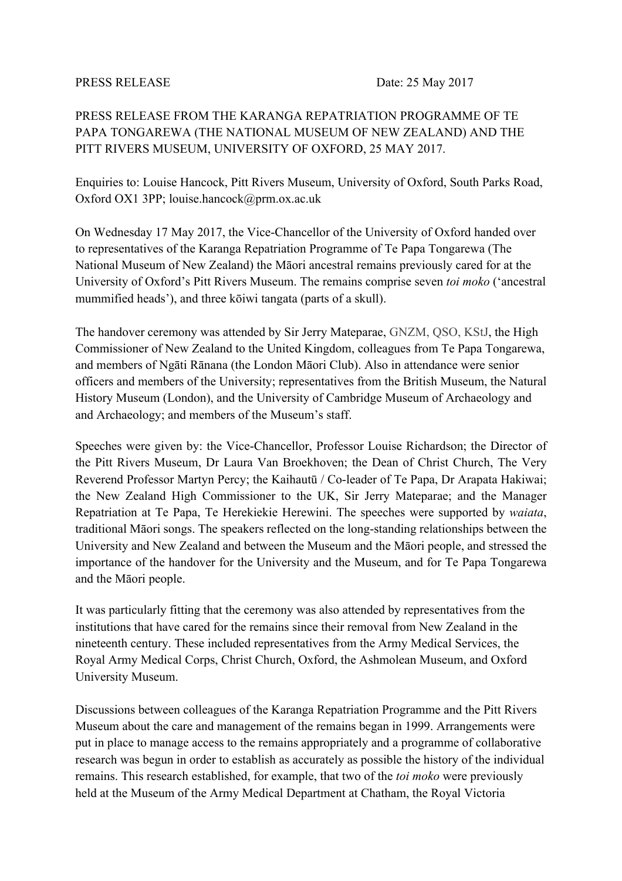PRESS RELEASE Date: 25 May 2017

PRESS RELEASE FROM THE KARANGA REPATRIATION PROGRAMME OF TE PAPA TONGAREWA (THE NATIONAL MUSEUM OF NEW ZEALAND) AND THE PITT RIVERS MUSEUM, UNIVERSITY OF OXFORD, 25 MAY 2017.

Enquiries to: Louise Hancock, Pitt Rivers Museum, University of Oxford, South Parks Road, Oxford OX1 3PP; louise.hancock@prm.ox.ac.uk

On Wednesday 17 May 2017, the Vice-Chancellor of the University of Oxford handed over to representatives of the Karanga Repatriation Programme of Te Papa Tongarewa (The National Museum of New Zealand) the Māori ancestral remains previously cared for at the University of Oxford's Pitt Rivers Museum. The remains comprise seven *toi moko* ('ancestral mummified heads'), and three kōiwi tangata (parts of a skull).

The handover ceremony was attended by Sir Jerry Mateparae, GNZM, QSO, KStJ, the High Commissioner of New Zealand to the United Kingdom, colleagues from Te Papa Tongarewa, and members of Ngāti Rānana (the London Māori Club). Also in attendance were senior officers and members of the University; representatives from the British Museum, the Natural History Museum (London), and the University of Cambridge Museum of Archaeology and and Archaeology; and members of the Museum's staff.

Speeches were given by: the Vice-Chancellor, Professor Louise Richardson; the Director of the Pitt Rivers Museum, Dr Laura Van Broekhoven; the Dean of Christ Church, The Very Reverend Professor Martyn Percy; the Kaihautū / Co-leader of Te Papa, Dr Arapata Hakiwai; the New Zealand High Commissioner to the UK, Sir Jerry Mateparae; and the Manager Repatriation at Te Papa, Te Herekiekie Herewini. The speeches were supported by *waiata*, traditional Māori songs. The speakers reflected on the long-standing relationships between the University and New Zealand and between the Museum and the Māori people, and stressed the importance of the handover for the University and the Museum, and for Te Papa Tongarewa and the Māori people.

It was particularly fitting that the ceremony was also attended by representatives from the institutions that have cared for the remains since their removal from New Zealand in the nineteenth century. These included representatives from the Army Medical Services, the Royal Army Medical Corps, Christ Church, Oxford, the Ashmolean Museum, and Oxford University Museum.

Discussions between colleagues of the Karanga Repatriation Programme and the Pitt Rivers Museum about the care and management of the remains began in 1999. Arrangements were put in place to manage access to the remains appropriately and a programme of collaborative research was begun in order to establish as accurately as possible the history of the individual remains. This research established, for example, that two of the *toi moko* were previously held at the Museum of the Army Medical Department at Chatham, the Royal Victoria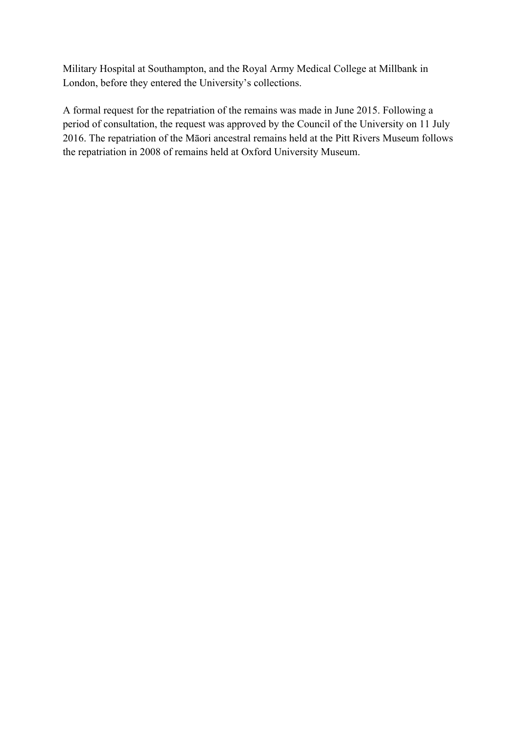Military Hospital at Southampton, and the Royal Army Medical College at Millbank in London, before they entered the University's collections.

A formal request for the repatriation of the remains was made in June 2015. Following a period of consultation, the request was approved by the Council of the University on 11 July 2016. The repatriation of the Māori ancestral remains held at the Pitt Rivers Museum follows the repatriation in 2008 of remains held at Oxford University Museum.